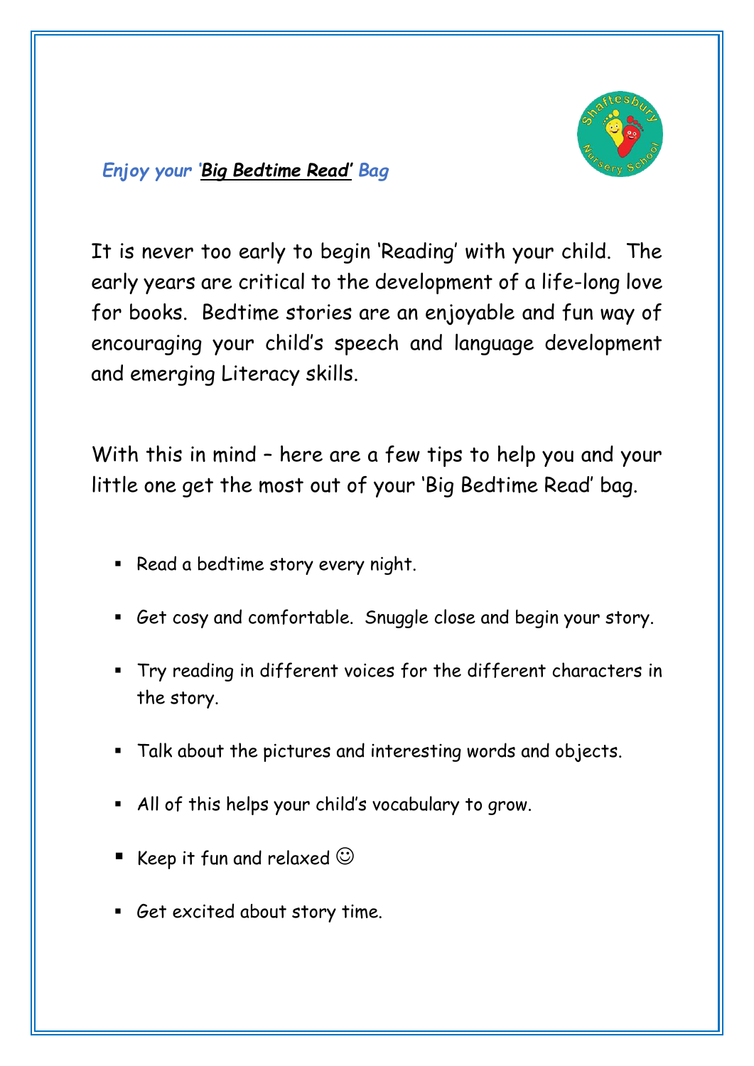## *Enjoy your '**Big Bedtime Read**' Bag*

It is never too early to begin 'Reading' with your child. The early years are critical to the development of a life-long love for books. Bedtime stories are an enjoyable and fun way of encouraging your child's speech and language development and emerging Literacy skills.

With this in mind – here are a few tips to help you and your little one get the most out of your 'Big Bedtime Read' bag.

- Read a bedtime story every night.
- Get cosy and comfortable. Snuggle close and begin your story.
- Try reading in different voices for the different characters in the story.
- Talk about the pictures and interesting words and objects.
- All of this helps your child's vocabulary to grow.
- Keep it fun and relaxed ☺
- Get excited about story time.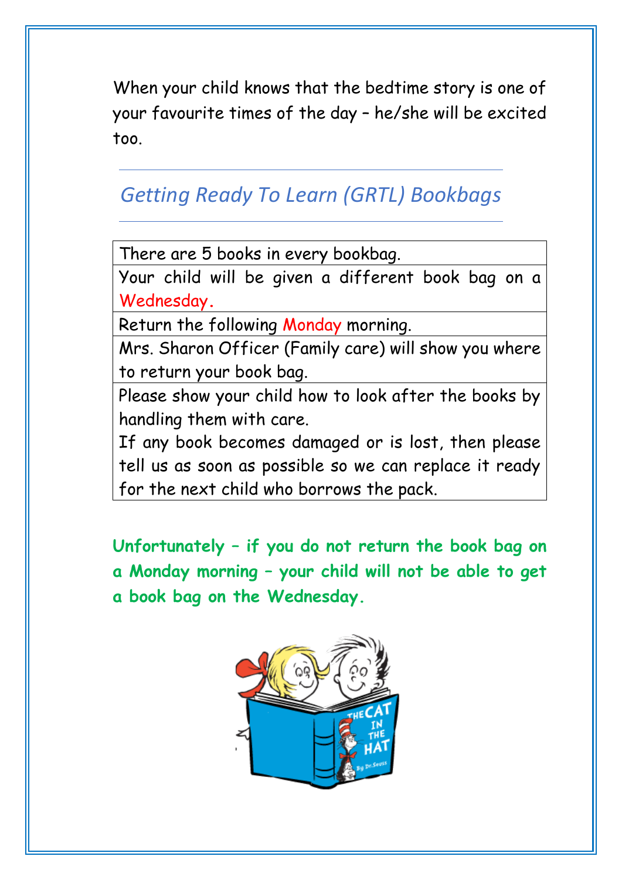When your child knows that the bedtime story is one of your favourite times of the day – he/she will be excited too.

## *Getting Ready To Learn (GRTL) Bookbags*

| |
|---|
| There are 5 books in every bookbag. |
| Your child will be given a different book bag on a Wednesday. |
| Return the following Monday morning. |
| Mrs. Sharon Officer (Family care) will show you where to return your book bag. |
| Please show your child how to look after the books by handling them with care. If any book becomes damaged or is lost, then please tell us as soon as possible so we can replace it ready for the next child who borrows the pack. |

**Unfortunately – if you do not return the book bag on a Monday morning – your child will not be able to get a book bag on the Wednesday.**